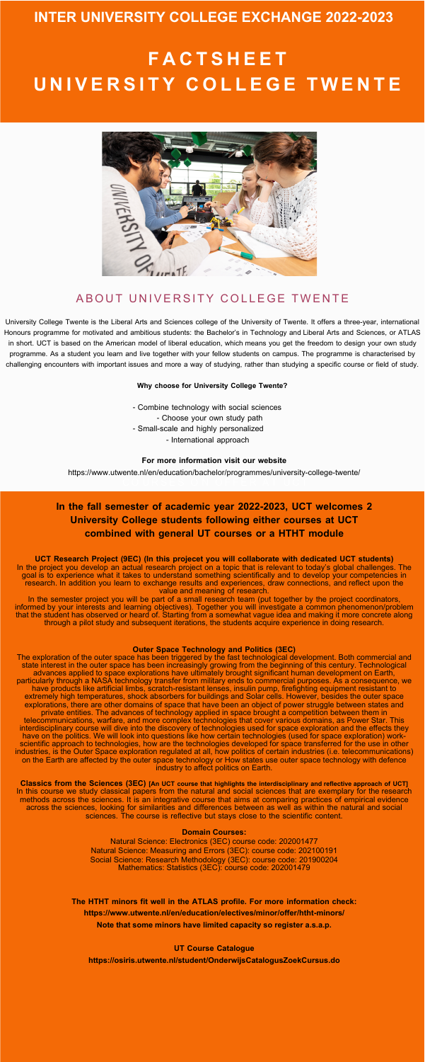# INTER UNIVERSITY COLLEGE EXCHANGE 2022-2023

# FACTSHEET UNIVERSITY COLLEGE TWENTE

## ABOUT UNIVERSITY COLLEGE TWENTE

University College Twente is the Liberal Arts and Sciences college of the University of Twente. It offers a three-year, international Honours programme for motivated and ambitious students: the Bachelor's in Technology and Liberal Arts and Sciences, or ATLAS in short. UCT is based on the American model of liberal education, which means you get the freedom to design your own study programme. As a student you learn and live together with your fellow students on campus. The programme is characterised by challenging encounters with important issues and more a way of studying, rather than studying a specific course or field of study.

**Why choose for University College Twente?**

- Combine technology with social sciences
- Choose your own study path
- Small-scale and highly personalized
- International approach

**For more information visit our website**

https://www.utwente.nl/en/education/bachelor/programmes/university-college-twente/

## In the fall semester of academic year 2022-2023, UCT welcomes 2 University College students following either courses at UCT combined with general UT courses or a HTHT module

**UCT Research Project (9EC) (In this projecet you will collaborate with dedicated UCT students)**
In the project you develop an actual research project on a topic that is relevant to today's global challenges. The goal is to experience what it takes to understand something scientifically and to develop your competencies in research. In addition you learn to exchange results and experiences, draw connections, and reflect upon the value and meaning of research.
In the semester project you will be part of a small research team (put together by the project coordinators, informed by your interests and learning objectives). Together you will investigate a common phenomenon/problem that the student has observed or heard of. Starting from a somewhat vague idea and making it more concrete along through a pilot study and subsequent iterations, the students acquire experience in doing research.

**Outer Space Technology and Politics (3EC)**
The exploration of the outer space has been triggered by the fast technological development. Both commercial and state interest in the outer space has been increasingly growing from the beginning of this century. Technological advances applied to space explorations have ultimately brought significant human development on Earth, particularly through a NASA technology transfer from military ends to commercial purposes. As a consequence, we have products like artificial limbs, scratch-resistant lenses, insulin pump, firefighting equipment resistant to extremely high temperatures, shock absorbers for buildings and Solar cells. However, besides the outer space explorations, there are other domains of space that have been an object of power struggle between states and private entities. The advances of technology applied in space brought a competition between them in telecommunications, warfare, and more complex technologies that cover various domains, as Power Star. This interdisciplinary course will dive into the discovery of technologies used for space exploration and the effects they have on the politics. We will look into questions like how certain technologies (used for space exploration) work-scientific approach to technologies, how are the technologies developed for space transferred for the use in other industries, is the Outer Space exploration regulated at all, how politics of certain industries (i.e. telecommunications) on the Earth are affected by the outer space technology or How states use outer space technology with defence industry to affect politics on Earth.

**Classics from the Sciences (3EC) [An UCT course that highlights the interdisciplinary and reflective approach of UCT]**
In this course we study classical papers from the natural and social sciences that are exemplary for the research methods across the sciences. It is an integrative course that aims at comparing practices of empirical evidence across the sciences, looking for similarities and differences between as well as within the natural and social sciences. The course is reflective but stays close to the scientific content.

**Domain Courses:**

Natural Science: Electronics (3EC) course code: 202001477
Natural Science: Measuring and Errors (3EC): course code: 202100191
Social Science: Research Methodology (3EC): course code: 201900204
Mathematics: Statistics (3EC): course code: 202001479

**The HTHT minors fit well in the ATLAS profile. For more information check:**
**https://www.utwente.nl/en/education/electives/minor/offer/htht-minors/**
**Note that some minors have limited capacity so register a.s.a.p.**

**UT Course Catalogue**
**https://osiris.utwente.nl/student/OnderwijsCatalogusZoekCursus.do**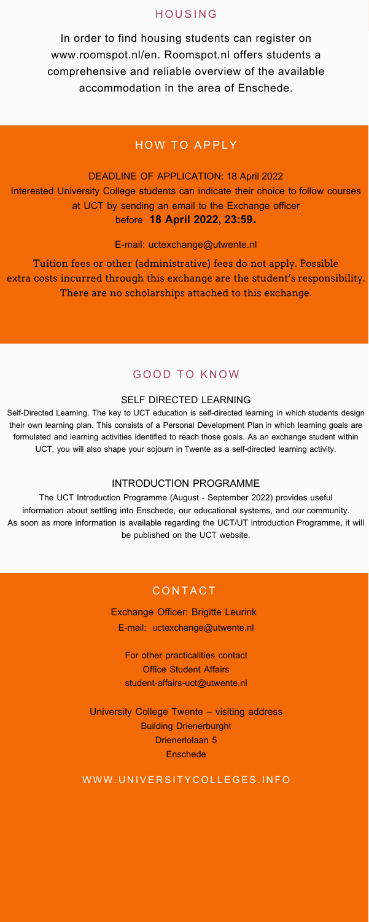## HOUSING

In order to find housing students can register on www.roomspot.nl/en. Roomspot.nl offers students a comprehensive and reliable overview of the available accommodation in the area of Enschede.

## HOW TO APPLY

DEADLINE OF APPLICATION: 18 April 2022

Interested University College students can indicate their choice to follow courses at UCT by sending an email to the Exchange officer before **18 April 2022, 23:59.**

E-mail: uctexchange@utwente.nl

Tuition fees or other (administrative) fees do not apply. Possible extra costs incurred through this exchange are the student's responsibility. There are no scholarships attached to this exchange.

## GOOD TO KNOW

### SELF DIRECTED LEARNING

Self-Directed Learning. The key to UCT education is self-directed learning in which students design their own learning plan. This consists of a Personal Development Plan in which learning goals are formulated and learning activities identified to reach those goals. As an exchange student within UCT, you will also shape your sojourn in Twente as a self-directed learning activity.

### INTRODUCTION PROGRAMME

The UCT Introduction Programme (August - September 2022) provides useful information about settling into Enschede, our educational systems, and our community. As soon as more information is available regarding the UCT/UT introduction Programme, it will be published on the UCT website.

## CONTACT

Exchange Officer: Brigitte Leurink
E-mail: uctexchange@utwente.nl

For other practicalities contact
Office Student Affairs
student-affairs-uct@utwente.nl

University College Twente – visiting address
Building Drienerburght
Drienerlolaan 5
Enschede

WWW.UNIVERSITYCOLLEGES.INFO